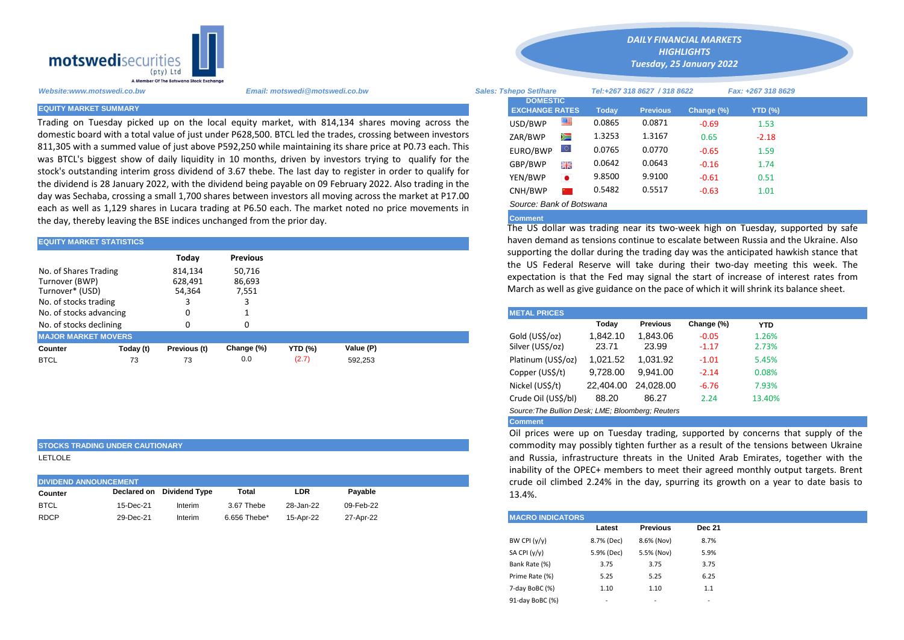motswedisecurities (pty) Ltd
A Member Of The Botswana Stock Exchange

# DAILY FINANCIAL MARKETS HIGHLIGHTS
*Tuesday, 25 January 2022*

*Website:www.motswedi.co.bw* *Email: motswedi@motswedi.co.bw* *Sales: Tshepo Setlhare* *Tel:+267 318 8627 / 318 8622* *Fax: +267 318 8629*

## EQUITY MARKET SUMMARY

Trading on Tuesday picked up on the local equity market, with 814,134 shares moving across the domestic board with a total value of just under P628,500. BTCL led the trades, crossing between investors 811,305 with a summed value of just above P592,250 while maintaining its share price at P0.73 each. This was BTCL's biggest show of daily liquidity in 10 months, driven by investors trying to qualify for the stock's outstanding interim gross dividend of 3.67 thebe. The last day to register in order to qualify for the dividend is 28 January 2022, with the dividend being payable on 09 February 2022. Also trading in the day was Sechaba, crossing a small 1,700 shares between investors all moving across the market at P17.00 each as well as 1,129 shares in Lucara trading at P6.50 each. The market noted no price movements in the day, thereby leaving the BSE indices unchanged from the prior day.

## EQUITY MARKET STATISTICS

| | Today | Previous |
|---|---|---|
| No. of Shares Trading | 814,134 | 50,716 |
| Turnover (BWP) | 628,491 | 86,693 |
| Turnover* (USD) | 54,364 | 7,551 |
| No. of stocks trading | 3 | 3 |
| No. of stocks advancing | 0 | 1 |
| No. of stocks declining | 0 | 0 |

## MAJOR MARKET MOVERS

| Counter | Today (t) | Previous (t) | Change (%) | YTD (%) | Value (P) |
|---|---|---|---|---|---|
| BTCL | 73 | 73 | 0.0 | (2.7) | 592,253 |

## STOCKS TRADING UNDER CAUTIONARY

LETLOLE

## DIVIDEND ANNOUNCEMENT

| Counter | Declared on | Dividend Type | Total | LDR | Payable |
|---|---|---|---|---|---|
| BTCL | 15-Dec-21 | Interim | 3.67 Thebe | 28-Jan-22 | 09-Feb-22 |
| RDCP | 29-Dec-21 | Interim | 6.656 Thebe* | 15-Apr-22 | 27-Apr-22 |

## DOMESTIC EXCHANGE RATES

| DOMESTIC EXCHANGE RATES | Today | Previous | Change (%) | YTD (%) |
|---|---|---|---|---|
| USD/BWP | 0.0865 | 0.0871 | -0.69 | 1.53 |
| ZAR/BWP | 1.3253 | 1.3167 | 0.65 | -2.18 |
| EURO/BWP | 0.0765 | 0.0770 | -0.65 | 1.59 |
| GBP/BWP | 0.0642 | 0.0643 | -0.16 | 1.74 |
| YEN/BWP | 9.8500 | 9.9100 | -0.61 | 0.51 |
| CNH/BWP | 0.5482 | 0.5517 | -0.63 | 1.01 |

*Source: Bank of Botswana*

**Comment**

The US dollar was trading near its two-week high on Tuesday, supported by safe haven demand as tensions continue to escalate between Russia and the Ukraine. Also supporting the dollar during the trading day was the anticipated hawkish stance that the US Federal Reserve will take during their two-day meeting this week. The expectation is that the Fed may signal the start of increase of interest rates from March as well as give guidance on the pace of which it will shrink its balance sheet.

## METAL PRICES

| | Today | Previous | Change (%) | YTD |
|---|---|---|---|---|
| Gold (US$/oz) | 1,842.10 | 1,843.06 | -0.05 | 1.26% |
| Silver (US$/oz) | 23.71 | 23.99 | -1.17 | 2.73% |
| Platinum (US$/oz) | 1,021.52 | 1,031.92 | -1.01 | 5.45% |
| Copper (US$/t) | 9,728.00 | 9,941.00 | -2.14 | 0.08% |
| Nickel (US$/t) | 22,404.00 | 24,028.00 | -6.76 | 7.93% |
| Crude Oil (US$/bl) | 88.20 | 86.27 | 2.24 | 13.40% |

*Source:The Bullion Desk; LME; Bloomberg; Reuters*

**Comment**

Oil prices were up on Tuesday trading, supported by concerns that supply of the commodity may possibly tighten further as a result of the tensions between Ukraine and Russia, infrastructure threats in the United Arab Emirates, together with the inability of the OPEC+ members to meet their agreed monthly output targets. Brent crude oil climbed 2.24% in the day, spurring its growth on a year to date basis to 13.4%.

## MACRO INDICATORS

| | Latest | Previous | Dec 21 |
|---|---|---|---|
| BW CPI (y/y) | 8.7% (Dec) | 8.6% (Nov) | 8.7% |
| SA CPI (y/y) | 5.9% (Dec) | 5.5% (Nov) | 5.9% |
| Bank Rate (%) | 3.75 | 3.75 | 3.75 |
| Prime Rate (%) | 5.25 | 5.25 | 6.25 |
| 7-day BoBC (%) | 1.10 | 1.10 | 1.1 |
| 91-day BoBC (%) | - | - | - |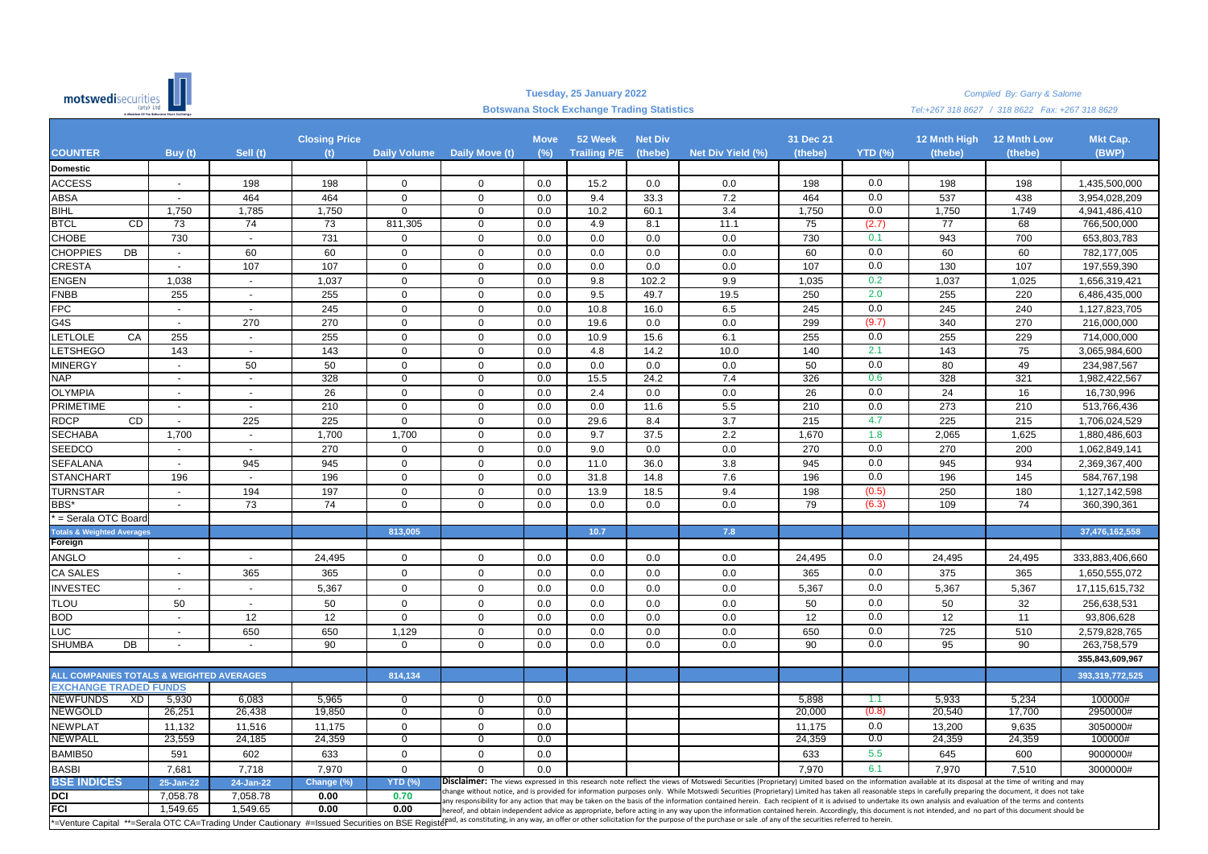**Tuesday, 25 January 2022**

**Botswana Stock Exchange Trading Statistics**

*Compiled By: Garry & Salome*

*Tel:+267 318 8627 / 318 8622 Fax: +267 318 8629*

| COUNTER | | Buy (t) | Sell (t) | Closing Price (t) | Daily Volume | Daily Move (t) | Move (%) | 52 Week Trailing P/E | Net Div (thebe) | Net Div Yield (%) | 31 Dec 21 (thebe) | YTD (%) | 12 Mnth High (thebe) | 12 Mnth Low (thebe) | Mkt Cap. (BWP) |
|---|---|---|---|---|---|---|---|---|---|---|---|---|---|---|---|
| **Domestic** | | | | | | | | | | | | | | | |
| ACCESS | | - | 198 | 198 | 0 | 0 | 0.0 | 15.2 | 0.0 | 0.0 | 198 | 0.0 | 198 | 198 | 1,435,500,000 |
| ABSA | | - | 464 | 464 | 0 | 0 | 0.0 | 9.4 | 33.3 | 7.2 | 464 | 0.0 | 537 | 438 | 3,954,028,209 |
| BIHL | | 1,750 | 1,785 | 1,750 | 0 | 0 | 0.0 | 10.2 | 60.1 | 3.4 | 1,750 | 0.0 | 1,750 | 1,749 | 4,941,486,410 |
| BTCL | CD | 73 | 74 | 73 | 811,305 | 0 | 0.0 | 4.9 | 8.1 | 11.1 | 75 | (2.7) | 77 | 68 | 766,500,000 |
| CHOBE | | 730 | - | 731 | 0 | 0 | 0.0 | 0.0 | 0.0 | 0.0 | 730 | 0.1 | 943 | 700 | 653,803,783 |
| CHOPPIES | DB | - | 60 | 60 | 0 | 0 | 0.0 | 0.0 | 0.0 | 0.0 | 60 | 0.0 | 60 | 60 | 782,177,005 |
| CRESTA | | - | 107 | 107 | 0 | 0 | 0.0 | 0.0 | 0.0 | 0.0 | 107 | 0.0 | 130 | 107 | 197,559,390 |
| ENGEN | | 1,038 | - | 1,037 | 0 | 0 | 0.0 | 9.8 | 102.2 | 9.9 | 1,035 | 0.2 | 1,037 | 1,025 | 1,656,319,421 |
| FNBB | | 255 | - | 255 | 0 | 0 | 0.0 | 9.5 | 49.7 | 19.5 | 250 | 2.0 | 255 | 220 | 6,486,435,000 |
| FPC | | - | - | 245 | 0 | 0 | 0.0 | 10.8 | 16.0 | 6.5 | 245 | 0.0 | 245 | 240 | 1,127,823,705 |
| G4S | | - | 270 | 270 | 0 | 0 | 0.0 | 19.6 | 0.0 | 0.0 | 299 | (9.7) | 340 | 270 | 216,000,000 |
| LETLOLE | CA | 255 | - | 255 | 0 | 0 | 0.0 | 10.9 | 15.6 | 6.1 | 255 | 0.0 | 255 | 229 | 714,000,000 |
| LETSHEGO | | 143 | - | 143 | 0 | 0 | 0.0 | 4.8 | 14.2 | 10.0 | 140 | 2.1 | 143 | 75 | 3,065,984,600 |
| MINERGY | | - | 50 | 50 | 0 | 0 | 0.0 | 0.0 | 0.0 | 0.0 | 50 | 0.0 | 80 | 49 | 234,987,567 |
| NAP | | - | - | 328 | 0 | 0 | 0.0 | 15.5 | 24.2 | 7.4 | 326 | 0.6 | 328 | 321 | 1,982,422,567 |
| OLYMPIA | | - | - | 26 | 0 | 0 | 0.0 | 2.4 | 0.0 | 0.0 | 26 | 0.0 | 24 | 16 | 16,730,996 |
| PRIMETIME | | - | - | 210 | 0 | 0 | 0.0 | 0.0 | 11.6 | 5.5 | 210 | 0.0 | 273 | 210 | 513,766,436 |
| RDCP | CD | - | 225 | 225 | 0 | 0 | 0.0 | 29.6 | 8.4 | 3.7 | 215 | 4.7 | 225 | 215 | 1,706,024,529 |
| SECHABA | | 1,700 | - | 1,700 | 1,700 | 0 | 0.0 | 9.7 | 37.5 | 2.2 | 1,670 | 1.8 | 2,065 | 1,625 | 1,880,486,603 |
| SEEDCO | | - | - | 270 | 0 | 0 | 0.0 | 9.0 | 0.0 | 0.0 | 270 | 0.0 | 270 | 200 | 1,062,849,141 |
| SEFALANA | | - | 945 | 945 | 0 | 0 | 0.0 | 11.0 | 36.0 | 3.8 | 945 | 0.0 | 945 | 934 | 2,369,367,400 |
| STANCHART | | 196 | - | 196 | 0 | 0 | 0.0 | 31.8 | 14.8 | 7.6 | 196 | 0.0 | 196 | 145 | 584,767,198 |
| TURNSTAR | | - | 194 | 197 | 0 | 0 | 0.0 | 13.9 | 18.5 | 9.4 | 198 | (0.5) | 250 | 180 | 1,127,142,598 |
| BBS* | | - | 73 | 74 | 0 | 0 | 0.0 | 0.0 | 0.0 | 0.0 | 79 | (6.3) | 109 | 74 | 360,390,361 |
| * = Serala OTC Board | | | | | | | | | | | | | | | |
| **Totals & Weighted Averages** | | | | | 813,005 | | | 10.7 | | 7.8 | | | | | 37,476,162,558 |
| **Foreign** | | | | | | | | | | | | | | | |
| ANGLO | | - | - | 24,495 | 0 | 0 | 0.0 | 0.0 | 0.0 | 0.0 | 24,495 | 0.0 | 24,495 | 24,495 | 333,883,406,660 |
| CA SALES | | - | 365 | 365 | 0 | 0 | 0.0 | 0.0 | 0.0 | 0.0 | 365 | 0.0 | 375 | 365 | 1,650,555,072 |
| INVESTEC | | - | - | 5,367 | 0 | 0 | 0.0 | 0.0 | 0.0 | 0.0 | 5,367 | 0.0 | 5,367 | 5,367 | 17,115,615,732 |
| TLOU | | 50 | - | 50 | 0 | 0 | 0.0 | 0.0 | 0.0 | 0.0 | 50 | 0.0 | 50 | 32 | 256,638,531 |
| BOD | | - | 12 | 12 | 0 | 0 | 0.0 | 0.0 | 0.0 | 0.0 | 12 | 0.0 | 12 | 11 | 93,806,628 |
| LUC | | - | 650 | 650 | 1,129 | 0 | 0.0 | 0.0 | 0.0 | 0.0 | 650 | 0.0 | 725 | 510 | 2,579,828,765 |
| SHUMBA | DB | - | - | 90 | 0 | 0 | 0.0 | 0.0 | 0.0 | 0.0 | 90 | 0.0 | 95 | 90 | 263,758,579 |
| | | | | | | | | | | | | | | | 355,843,609,967 |
| **ALL COMPANIES TOTALS & WEIGHTED AVERAGES** | | | | | 814,134 | | | | | | | | | | 393,319,772,525 |
| **EXCHANGE TRADED FUNDS** | | | | | | | | | | | | | | | |
| NEWFUNDS | XD | 5,930 | 6,083 | 5,965 | 0 | 0 | 0.0 | | | | 5,898 | 1.1 | 5,933 | 5,234 | 100000# |
| NEWGOLD | | 26,251 | 26,438 | 19,850 | 0 | 0 | 0.0 | | | | 20,000 | (0.8) | 20,540 | 17,700 | 2950000# |
| NEWPLAT | | 11,132 | 11,516 | 11,175 | 0 | 0 | 0.0 | | | | 11,175 | 0.0 | 13,200 | 9,635 | 3050000# |
| NEWPALL | | 23,559 | 24,185 | 24,359 | 0 | 0 | 0.0 | | | | 24,359 | 0.0 | 24,359 | 24,359 | 100000# |
| BAMIB50 | | 591 | 602 | 633 | 0 | 0 | 0.0 | | | | 633 | 5.5 | 645 | 600 | 9000000# |
| BASBI | | 7,681 | 7,718 | 7,970 | 0 | 0 | 0.0 | | | | 7,970 | 6.1 | 7,970 | 7,510 | 3000000# |

| BSE INDICES | 25-Jan-22 | 24-Jan-22 | Change (%) | YTD (%) |
|---|---|---|---|---|
| DCI | 7,058.78 | 7,058.78 | 0.00 | 0.70 |
| FCI | 1,549.65 | 1,549.65 | 0.00 | 0.00 |

*=Venture Capital **=Serala OTC CA=Trading Under Cautionary #=Issued Securities on BSE Register

**Disclaimer:** The views expressed in this research note reflect the views of Motswedi Securities (Proprietary) Limited based on the information available at its disposal at the time of writing and may change without notice, and is provided for information purposes only. While Motswedi Securities (Proprietary) Limited has taken all reasonable steps in carefully preparing the document, it does not take any responsibility for any action that may be taken on the basis of the information contained herein. Each recipient of it is advised to undertake its own analysis and evaluation of the terms and contents hereof, and obtain independent advice as appropriate, before acting in any way upon the information contained herein. Accordingly, this document is not intended, and no part of this document should be read, as constituting, in any way, an offer or other solicitation for the purpose of the purchase or sale .of any of the securities referred to herein.